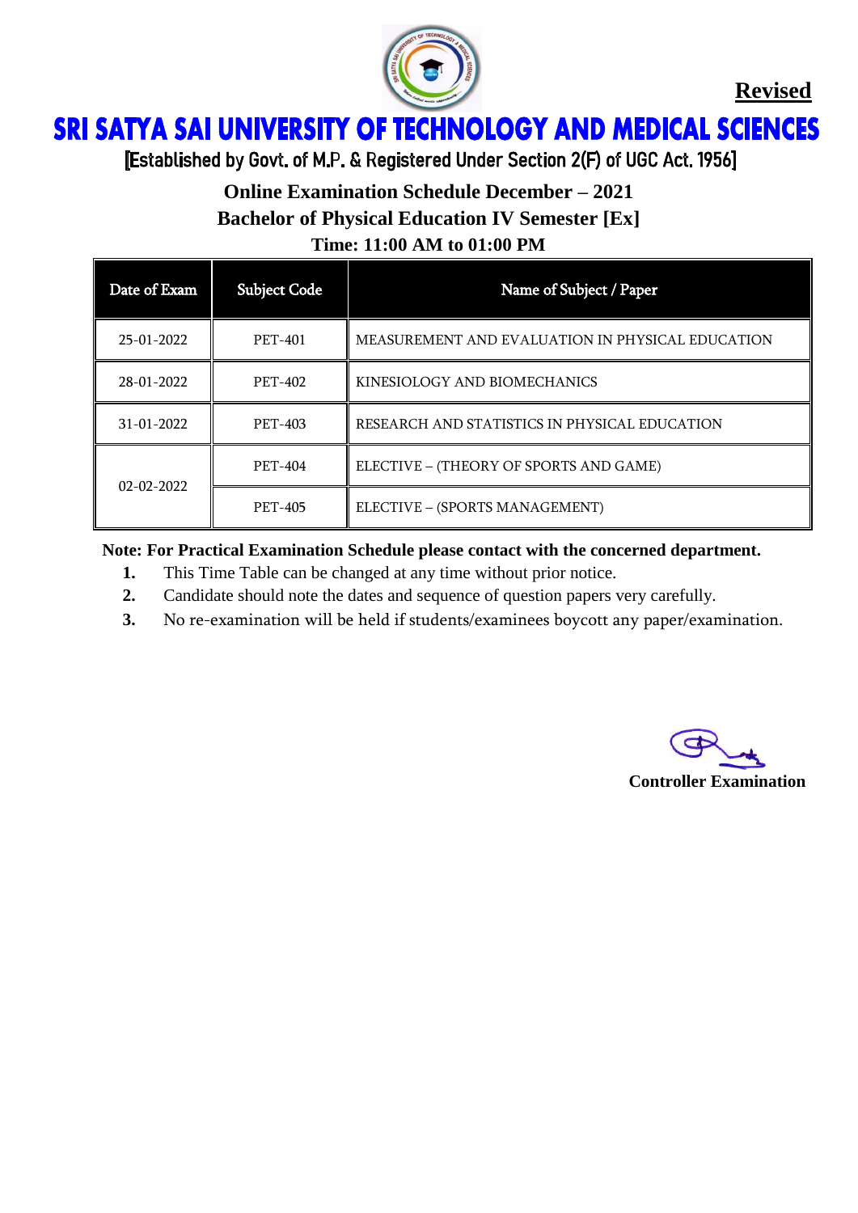**Revised**

# SRI SATYA SAI UNIVERSITY OF TECHNOLOGY AND MEDICAL SCIENCES

[Established by Govt. of M.P. & Registered Under Section 2(F) of UGC Act. 1956]

## Online Examination Schedule December – 2021

## Bachelor of Physical Education IV Semester [Ex]

### Time: 11:00 AM to 01:00 PM

| Date of Exam | Subject Code | Name of Subject / Paper |
|---|---|---|
| 25-01-2022 | PET-401 | MEASUREMENT AND EVALUATION IN PHYSICAL EDUCATION |
| 28-01-2022 | PET-402 | KINESIOLOGY AND BIOMECHANICS |
| 31-01-2022 | PET-403 | RESEARCH AND STATISTICS IN PHYSICAL EDUCATION |
| 02-02-2022 | PET-404 | ELECTIVE – (THEORY OF SPORTS AND GAME) |
| | PET-405 | ELECTIVE – (SPORTS MANAGEMENT) |

**Note: For Practical Examination Schedule please contact with the concerned department.**

1. This Time Table can be changed at any time without prior notice.
2. Candidate should note the dates and sequence of question papers very carefully.
3. No re-examination will be held if students/examinees boycott any paper/examination.

**Controller Examination**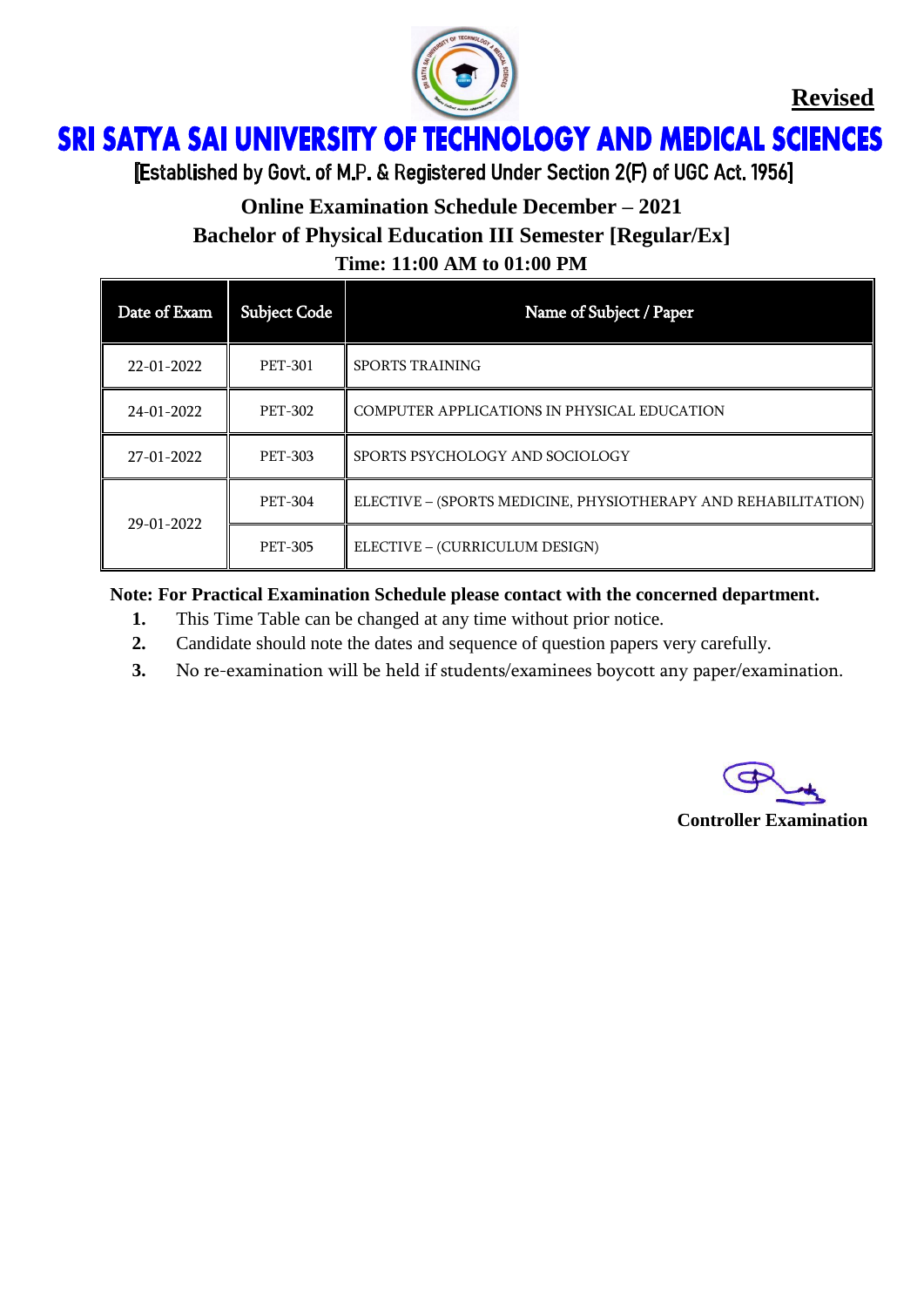**Revised**

# SRI SATYA SAI UNIVERSITY OF TECHNOLOGY AND MEDICAL SCIENCES

[Established by Govt. of M.P. & Registered Under Section 2(F) of UGC Act. 1956]

## Online Examination Schedule December – 2021

## Bachelor of Physical Education III Semester [Regular/Ex]

### Time: 11:00 AM to 01:00 PM

| Date of Exam | Subject Code | Name of Subject / Paper |
|---|---|---|
| 22-01-2022 | PET-301 | SPORTS TRAINING |
| 24-01-2022 | PET-302 | COMPUTER APPLICATIONS IN PHYSICAL EDUCATION |
| 27-01-2022 | PET-303 | SPORTS PSYCHOLOGY AND SOCIOLOGY |
| 29-01-2022 | PET-304 | ELECTIVE – (SPORTS MEDICINE, PHYSIOTHERAPY AND REHABILITATION) |
| | PET-305 | ELECTIVE – (CURRICULUM DESIGN) |

**Note: For Practical Examination Schedule please contact with the concerned department.**

1. This Time Table can be changed at any time without prior notice.
2. Candidate should note the dates and sequence of question papers very carefully.
3. No re-examination will be held if students/examinees boycott any paper/examination.

**Controller Examination**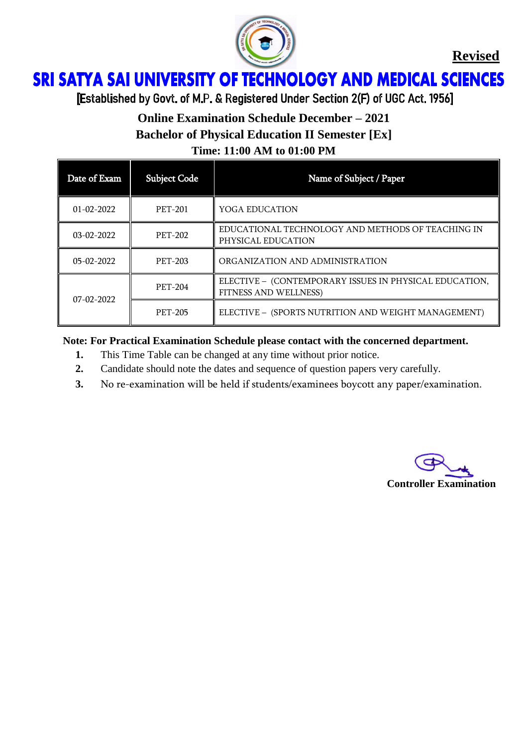**Revised**

# SRI SATYA SAI UNIVERSITY OF TECHNOLOGY AND MEDICAL SCIENCES

[Established by Govt. of M.P. & Registered Under Section 2(F) of UGC Act. 1956]

**Online Examination Schedule December – 2021**

**Bachelor of Physical Education II Semester [Ex]**

**Time: 11:00 AM to 01:00 PM**

| Date of Exam | Subject Code | Name of Subject / Paper |
|---|---|---|
| 01-02-2022 | PET-201 | YOGA EDUCATION |
| 03-02-2022 | PET-202 | EDUCATIONAL TECHNOLOGY AND METHODS OF TEACHING IN PHYSICAL EDUCATION |
| 05-02-2022 | PET-203 | ORGANIZATION AND ADMINISTRATION |
| 07-02-2022 | PET-204 | ELECTIVE – (CONTEMPORARY ISSUES IN PHYSICAL EDUCATION, FITNESS AND WELLNESS) |
| | PET-205 | ELECTIVE – (SPORTS NUTRITION AND WEIGHT MANAGEMENT) |

**Note: For Practical Examination Schedule please contact with the concerned department.**

1. This Time Table can be changed at any time without prior notice.
2. Candidate should note the dates and sequence of question papers very carefully.
3. No re-examination will be held if students/examinees boycott any paper/examination.

**Controller Examination**